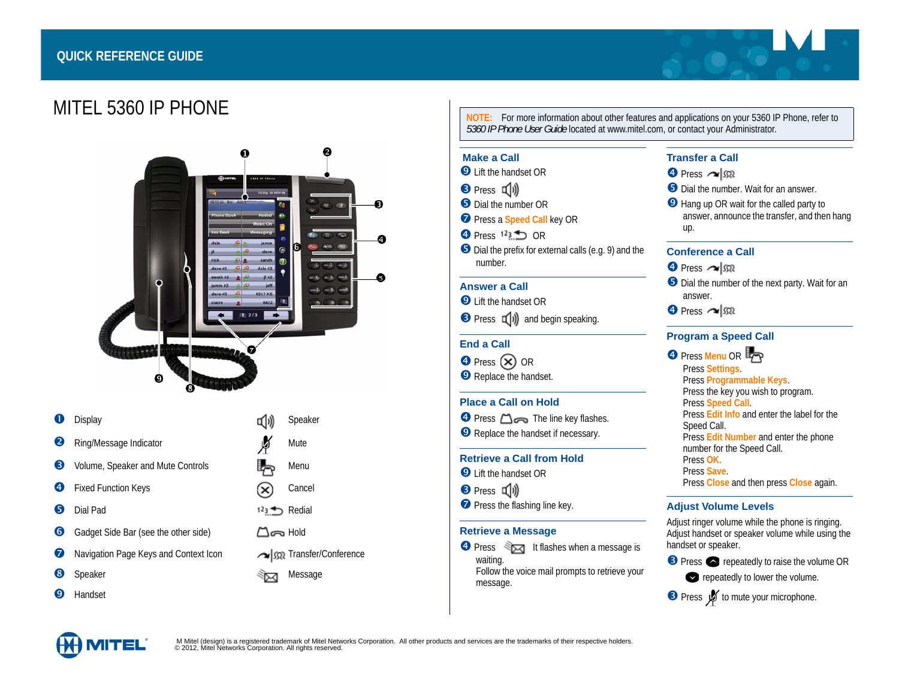QUICK REFERENCE GUIDE

# MITEL 5360 IP PHONE

| | | | |
|---|---|---|---|
| 1 | Display | | Speaker |
| 2 | Ring/Message Indicator | | Mute |
| 3 | Volume, Speaker and Mute Controls | | Menu |
| 4 | Fixed Function Keys | | Cancel |
| 5 | Dial Pad | | Redial |
| 6 | Gadget Side Bar (see the other side) | | Hold |
| 7 | Navigation Page Keys and Context Icon | | Transfer/Conference |
| 8 | Speaker | | Message |
| 9 | Handset | | |

**NOTE:** For more information about other features and applications on your 5360 IP Phone, refer to *5360 IP Phone User Guide* located at www.mitel.com, or contact your Administrator.

## Make a Call

9 Lift the handset OR
3 Press [Speaker]
5 Dial the number OR
7 Press a **Speed Call** key OR
4 Press [Redial] OR
5 Dial the prefix for external calls (e.g. 9) and the number.

## Answer a Call

9 Lift the handset OR
3 Press [Speaker] and begin speaking.

## End a Call

4 Press [Cancel] OR
9 Replace the handset.

## Place a Call on Hold

4 Press [Hold] The line key flashes.
9 Replace the handset if necessary.

## Retrieve a Call from Hold

9 Lift the handset OR
3 Press [Speaker]
7 Press the flashing line key.

## Retrieve a Message

4 Press [Message] It flashes when a message is waiting.
Follow the voice mail prompts to retrieve your message.

## Transfer a Call

4 Press [Transfer/Conference]
5 Dial the number. Wait for an answer.
9 Hang up OR wait for the called party to answer, announce the transfer, and then hang up.

## Conference a Call

4 Press [Transfer/Conference]
5 Dial the number of the next party. Wait for an answer.
4 Press [Transfer/Conference]

## Program a Speed Call

4 Press **Menu** OR [Menu]
Press **Settings**.
Press **Programmable Keys**.
Press the key you wish to program.
Press **Speed Call**.
Press **Edit Info** and enter the label for the Speed Call.
Press **Edit Number** and enter the phone number for the Speed Call.
Press **OK**.
Press **Save**.
Press **Close** and then press **Close** again.

## Adjust Volume Levels

Adjust ringer volume while the phone is ringing.
Adjust handset or speaker volume while using the handset or speaker.

3 Press [Up] repeatedly to raise the volume OR
[Down] repeatedly to lower the volume.
3 Press [Mute] to mute your microphone.

M Mitel (design) is a registered trademark of Mitel Networks Corporation. All other products and services are the trademarks of their respective holders.
© 2012, Mitel Networks Corporation. All rights reserved.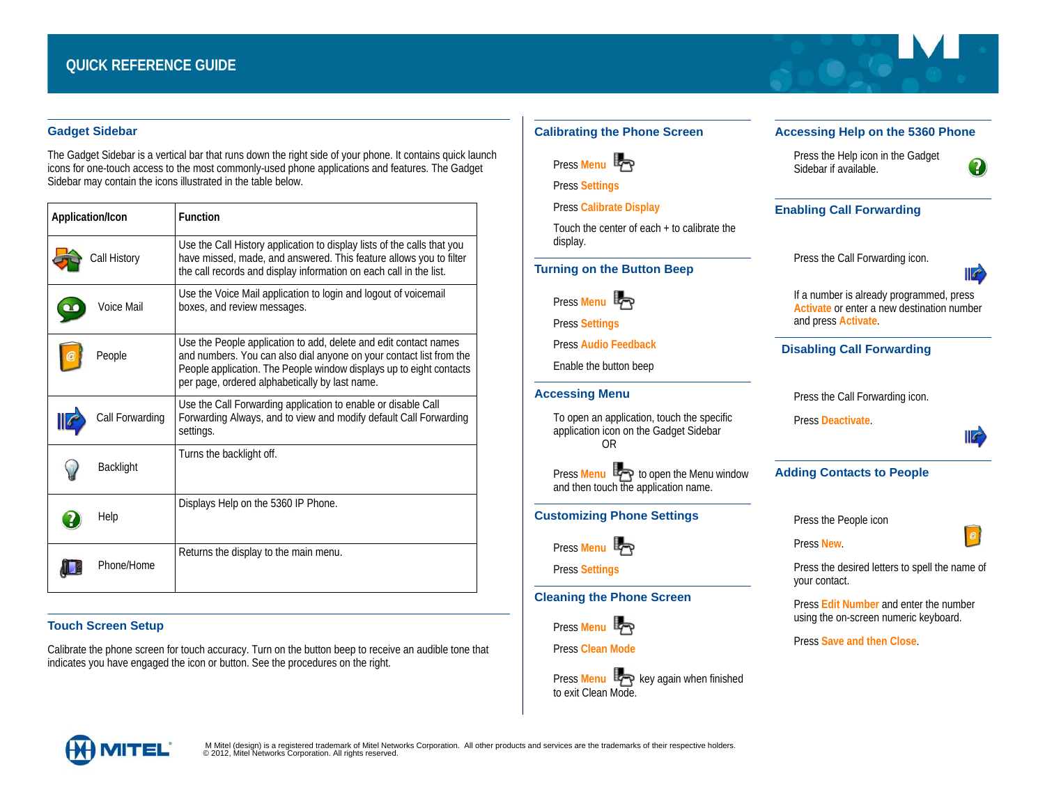# QUICK REFERENCE GUIDE

## Gadget Sidebar

The Gadget Sidebar is a vertical bar that runs down the right side of your phone. It contains quick launch icons for one-touch access to the most commonly-used phone applications and features. The Gadget Sidebar may contain the icons illustrated in the table below.

| Application/Icon | Function |
|---|---|
| Call History | Use the Call History application to display lists of the calls that you have missed, made, and answered. This feature allows you to filter the call records and display information on each call in the list. |
| Voice Mail | Use the Voice Mail application to login and logout of voicemail boxes, and review messages. |
| People | Use the People application to add, delete and edit contact names and numbers. You can also dial anyone on your contact list from the People application. The People window displays up to eight contacts per page, ordered alphabetically by last name. |
| Call Forwarding | Use the Call Forwarding application to enable or disable Call Forwarding Always, and to view and modify default Call Forwarding settings. |
| Backlight | Turns the backlight off. |
| Help | Displays Help on the 5360 IP Phone. |
| Phone/Home | Returns the display to the main menu. |

## Touch Screen Setup

Calibrate the phone screen for touch accuracy. Turn on the button beep to receive an audible tone that indicates you have engaged the icon or button. See the procedures on the right.

## Calibrating the Phone Screen

Press Menu

Press Settings

Press Calibrate Display

Touch the center of each + to calibrate the display.

## Turning on the Button Beep

Press Menu

Press Settings

Press Audio Feedback

Enable the button beep

## Accessing Menu

To open an application, touch the specific application icon on the Gadget Sidebar

OR

Press Menu to open the Menu window and then touch the application name.

## Customizing Phone Settings

Press Menu

Press Settings

## Cleaning the Phone Screen

Press Menu

Press Clean Mode

Press Menu key again when finished to exit Clean Mode.

## Accessing Help on the 5360 Phone

Press the Help icon in the Gadget Sidebar if available.

## Enabling Call Forwarding

Press the Call Forwarding icon.

If a number is already programmed, press Activate or enter a new destination number and press Activate.

## Disabling Call Forwarding

Press the Call Forwarding icon.

Press Deactivate.

## Adding Contacts to People

Press the People icon

Press New.

Press the desired letters to spell the name of your contact.

Press Edit Number and enter the number using the on-screen numeric keyboard.

Press Save and then Close.

M Mitel (design) is a registered trademark of Mitel Networks Corporation. All other products and services are the trademarks of their respective holders.
© 2012, Mitel Networks Corporation. All rights reserved.